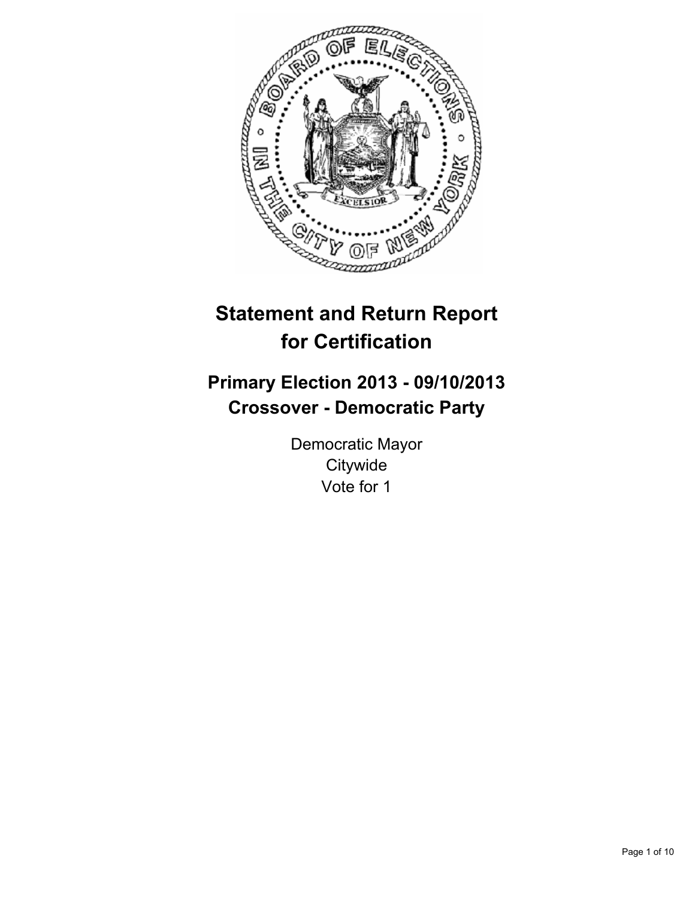# Statement and Return Report for Certification

## Primary Election 2013 - 09/10/2013
## Crossover - Democratic Party

Democratic Mayor
Citywide
Vote for 1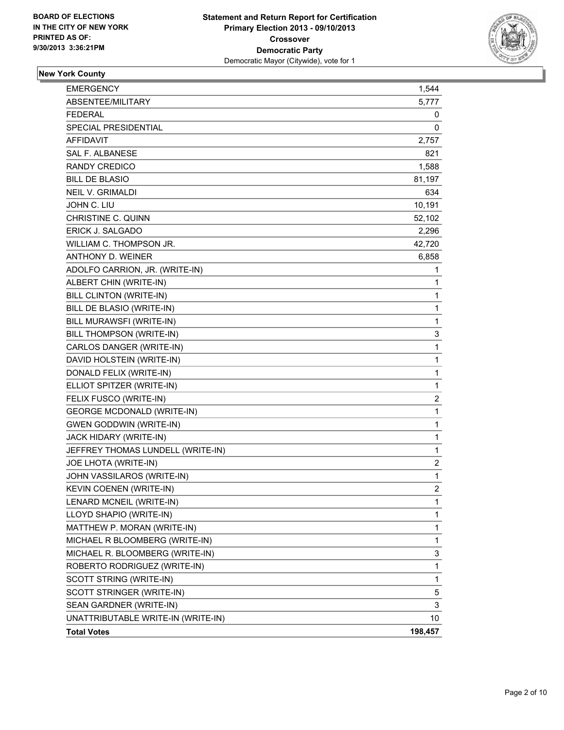**BOARD OF ELECTIONS IN THE CITY OF NEW YORK PRINTED AS OF: 9/30/2013 3:36:21PM**

**Statement and Return Report for Certification**
**Primary Election 2013 - 09/10/2013**
**Crossover**
**Democratic Party**
Democratic Mayor (Citywide), vote for 1

## New York County

| | |
|---|---|
| EMERGENCY | 1,544 |
| ABSENTEE/MILITARY | 5,777 |
| FEDERAL | 0 |
| SPECIAL PRESIDENTIAL | 0 |
| AFFIDAVIT | 2,757 |
| SAL F. ALBANESE | 821 |
| RANDY CREDICO | 1,588 |
| BILL DE BLASIO | 81,197 |
| NEIL V. GRIMALDI | 634 |
| JOHN C. LIU | 10,191 |
| CHRISTINE C. QUINN | 52,102 |
| ERICK J. SALGADO | 2,296 |
| WILLIAM C. THOMPSON JR. | 42,720 |
| ANTHONY D. WEINER | 6,858 |
| ADOLFO CARRION, JR. (WRITE-IN) | 1 |
| ALBERT CHIN (WRITE-IN) | 1 |
| BILL CLINTON (WRITE-IN) | 1 |
| BILL DE BLASIO (WRITE-IN) | 1 |
| BILL MURAWSFI (WRITE-IN) | 1 |
| BILL THOMPSON (WRITE-IN) | 3 |
| CARLOS DANGER (WRITE-IN) | 1 |
| DAVID HOLSTEIN (WRITE-IN) | 1 |
| DONALD FELIX (WRITE-IN) | 1 |
| ELLIOT SPITZER (WRITE-IN) | 1 |
| FELIX FUSCO (WRITE-IN) | 2 |
| GEORGE MCDONALD (WRITE-IN) | 1 |
| GWEN GODDWIN (WRITE-IN) | 1 |
| JACK HIDARY (WRITE-IN) | 1 |
| JEFFREY THOMAS LUNDELL (WRITE-IN) | 1 |
| JOE LHOTA (WRITE-IN) | 2 |
| JOHN VASSILAROS (WRITE-IN) | 1 |
| KEVIN COENEN (WRITE-IN) | 2 |
| LENARD MCNEIL (WRITE-IN) | 1 |
| LLOYD SHAPIO (WRITE-IN) | 1 |
| MATTHEW P. MORAN (WRITE-IN) | 1 |
| MICHAEL R BLOOMBERG (WRITE-IN) | 1 |
| MICHAEL R. BLOOMBERG (WRITE-IN) | 3 |
| ROBERTO RODRIGUEZ (WRITE-IN) | 1 |
| SCOTT STRING (WRITE-IN) | 1 |
| SCOTT STRINGER (WRITE-IN) | 5 |
| SEAN GARDNER (WRITE-IN) | 3 |
| UNATTRIBUTABLE WRITE-IN (WRITE-IN) | 10 |
| **Total Votes** | **198,457** |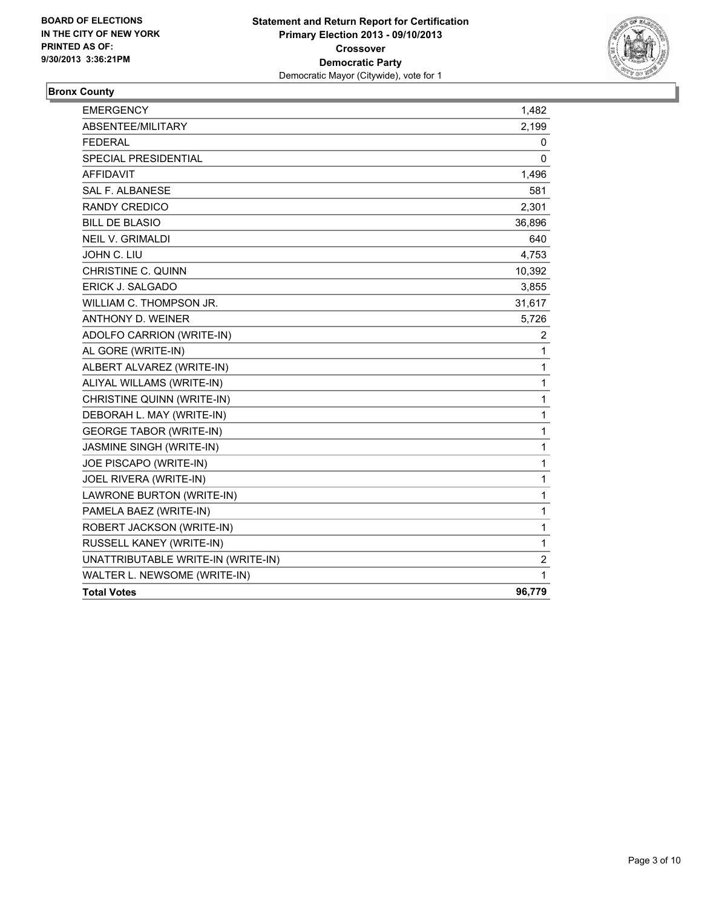BOARD OF ELECTIONS
IN THE CITY OF NEW YORK
PRINTED AS OF:
9/30/2013 3:36:21PM

**Statement and Return Report for Certification**
**Primary Election 2013 - 09/10/2013**
**Crossover**
**Democratic Party**
Democratic Mayor (Citywide), vote for 1

## Bronx County

| | |
|---|---|
| EMERGENCY | 1,482 |
| ABSENTEE/MILITARY | 2,199 |
| FEDERAL | 0 |
| SPECIAL PRESIDENTIAL | 0 |
| AFFIDAVIT | 1,496 |
| SAL F. ALBANESE | 581 |
| RANDY CREDICO | 2,301 |
| BILL DE BLASIO | 36,896 |
| NEIL V. GRIMALDI | 640 |
| JOHN C. LIU | 4,753 |
| CHRISTINE C. QUINN | 10,392 |
| ERICK J. SALGADO | 3,855 |
| WILLIAM C. THOMPSON JR. | 31,617 |
| ANTHONY D. WEINER | 5,726 |
| ADOLFO CARRION (WRITE-IN) | 2 |
| AL GORE (WRITE-IN) | 1 |
| ALBERT ALVAREZ (WRITE-IN) | 1 |
| ALIYAL WILLAMS (WRITE-IN) | 1 |
| CHRISTINE QUINN (WRITE-IN) | 1 |
| DEBORAH L. MAY (WRITE-IN) | 1 |
| GEORGE TABOR (WRITE-IN) | 1 |
| JASMINE SINGH (WRITE-IN) | 1 |
| JOE PISCAPO (WRITE-IN) | 1 |
| JOEL RIVERA (WRITE-IN) | 1 |
| LAWRONE BURTON (WRITE-IN) | 1 |
| PAMELA BAEZ (WRITE-IN) | 1 |
| ROBERT JACKSON (WRITE-IN) | 1 |
| RUSSELL KANEY (WRITE-IN) | 1 |
| UNATTRIBUTABLE WRITE-IN (WRITE-IN) | 2 |
| WALTER L. NEWSOME (WRITE-IN) | 1 |
| **Total Votes** | **96,779** |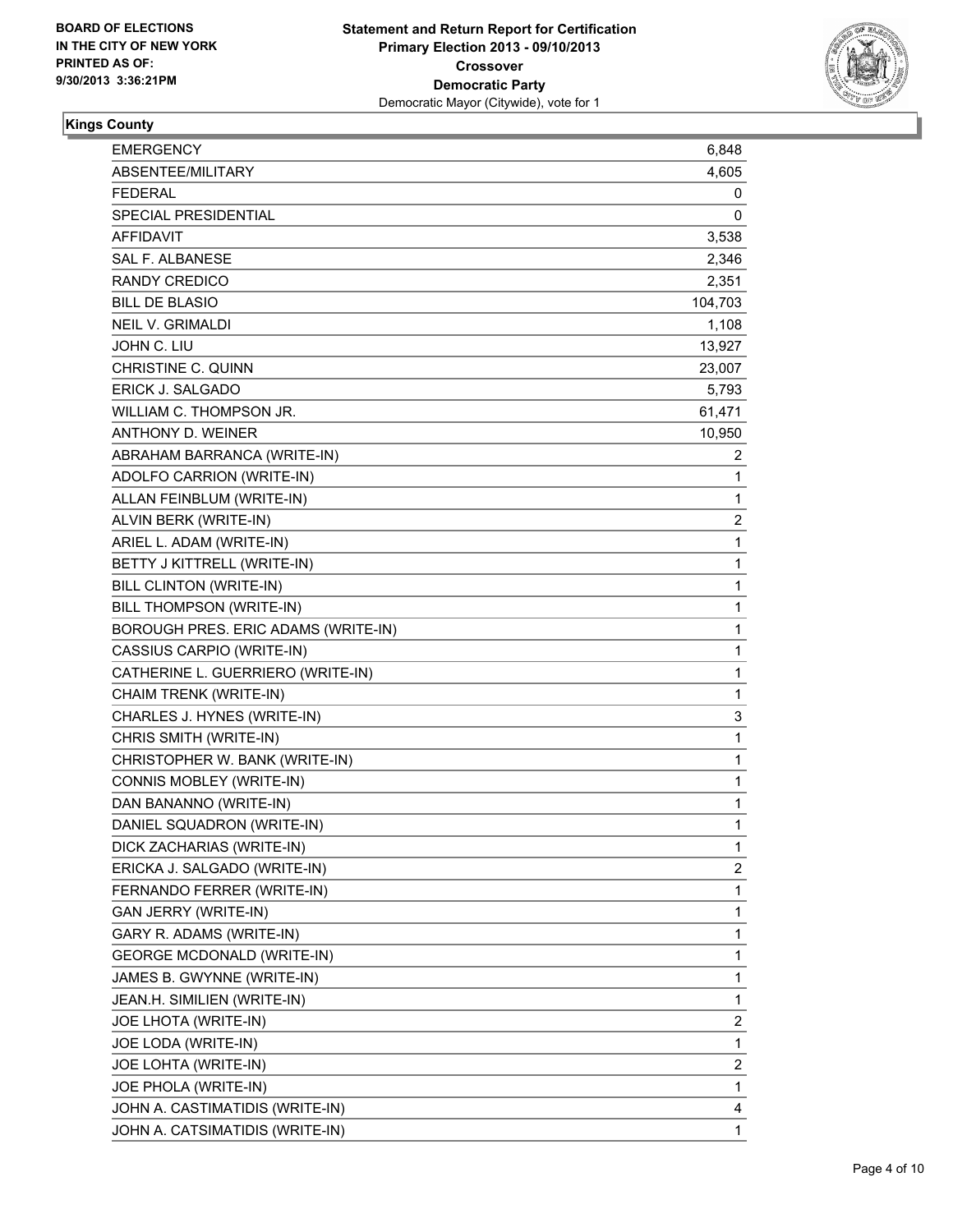BOARD OF ELECTIONS
IN THE CITY OF NEW YORK
PRINTED AS OF:
9/30/2013 3:36:21PM

**Statement and Return Report for Certification**
**Primary Election 2013 - 09/10/2013**
**Crossover**
**Democratic Party**
Democratic Mayor (Citywide), vote for 1

## Kings County

| | |
|---|---|
| EMERGENCY | 6,848 |
| ABSENTEE/MILITARY | 4,605 |
| FEDERAL | 0 |
| SPECIAL PRESIDENTIAL | 0 |
| AFFIDAVIT | 3,538 |
| SAL F. ALBANESE | 2,346 |
| RANDY CREDICO | 2,351 |
| BILL DE BLASIO | 104,703 |
| NEIL V. GRIMALDI | 1,108 |
| JOHN C. LIU | 13,927 |
| CHRISTINE C. QUINN | 23,007 |
| ERICK J. SALGADO | 5,793 |
| WILLIAM C. THOMPSON JR. | 61,471 |
| ANTHONY D. WEINER | 10,950 |
| ABRAHAM BARRANCA (WRITE-IN) | 2 |
| ADOLFO CARRION (WRITE-IN) | 1 |
| ALLAN FEINBLUM (WRITE-IN) | 1 |
| ALVIN BERK (WRITE-IN) | 2 |
| ARIEL L. ADAM (WRITE-IN) | 1 |
| BETTY J KITTRELL (WRITE-IN) | 1 |
| BILL CLINTON (WRITE-IN) | 1 |
| BILL THOMPSON (WRITE-IN) | 1 |
| BOROUGH PRES. ERIC ADAMS (WRITE-IN) | 1 |
| CASSIUS CARPIO (WRITE-IN) | 1 |
| CATHERINE L. GUERRIERO (WRITE-IN) | 1 |
| CHAIM TRENK (WRITE-IN) | 1 |
| CHARLES J. HYNES (WRITE-IN) | 3 |
| CHRIS SMITH (WRITE-IN) | 1 |
| CHRISTOPHER W. BANK (WRITE-IN) | 1 |
| CONNIS MOBLEY (WRITE-IN) | 1 |
| DAN BANANNO (WRITE-IN) | 1 |
| DANIEL SQUADRON (WRITE-IN) | 1 |
| DICK ZACHARIAS (WRITE-IN) | 1 |
| ERICKA J. SALGADO (WRITE-IN) | 2 |
| FERNANDO FERRER (WRITE-IN) | 1 |
| GAN JERRY (WRITE-IN) | 1 |
| GARY R. ADAMS (WRITE-IN) | 1 |
| GEORGE MCDONALD (WRITE-IN) | 1 |
| JAMES B. GWYNNE (WRITE-IN) | 1 |
| JEAN.H. SIMILIEN (WRITE-IN) | 1 |
| JOE LHOTA (WRITE-IN) | 2 |
| JOE LODA (WRITE-IN) | 1 |
| JOE LOHTA (WRITE-IN) | 2 |
| JOE PHOLA (WRITE-IN) | 1 |
| JOHN A. CASTIMATIDIS (WRITE-IN) | 4 |
| JOHN A. CATSIMATIDIS (WRITE-IN) | 1 |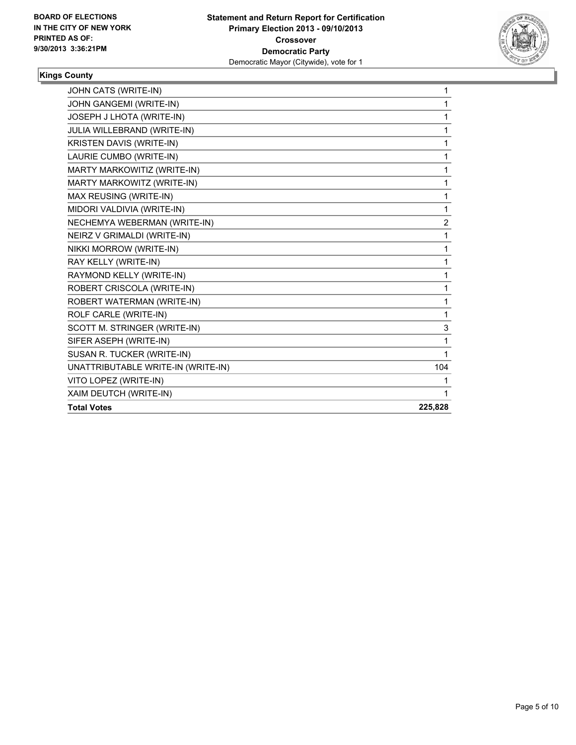BOARD OF ELECTIONS
IN THE CITY OF NEW YORK
PRINTED AS OF:
9/30/2013 3:36:21PM

**Statement and Return Report for Certification**
**Primary Election 2013 - 09/10/2013**
**Crossover**
**Democratic Party**
Democratic Mayor (Citywide), vote for 1

## Kings County

| | |
|---|---|
| JOHN CATS (WRITE-IN) | 1 |
| JOHN GANGEMI (WRITE-IN) | 1 |
| JOSEPH J LHOTA (WRITE-IN) | 1 |
| JULIA WILLEBRAND (WRITE-IN) | 1 |
| KRISTEN DAVIS (WRITE-IN) | 1 |
| LAURIE CUMBO (WRITE-IN) | 1 |
| MARTY MARKOWITIZ (WRITE-IN) | 1 |
| MARTY MARKOWITZ (WRITE-IN) | 1 |
| MAX REUSING (WRITE-IN) | 1 |
| MIDORI VALDIVIA (WRITE-IN) | 1 |
| NECHEMYA WEBERMAN (WRITE-IN) | 2 |
| NEIRZ V GRIMALDI (WRITE-IN) | 1 |
| NIKKI MORROW (WRITE-IN) | 1 |
| RAY KELLY (WRITE-IN) | 1 |
| RAYMOND KELLY (WRITE-IN) | 1 |
| ROBERT CRISCOLA (WRITE-IN) | 1 |
| ROBERT WATERMAN (WRITE-IN) | 1 |
| ROLF CARLE (WRITE-IN) | 1 |
| SCOTT M. STRINGER (WRITE-IN) | 3 |
| SIFER ASEPH (WRITE-IN) | 1 |
| SUSAN R. TUCKER (WRITE-IN) | 1 |
| UNATTRIBUTABLE WRITE-IN (WRITE-IN) | 104 |
| VITO LOPEZ (WRITE-IN) | 1 |
| XAIM DEUTCH (WRITE-IN) | 1 |
| **Total Votes** | **225,828** |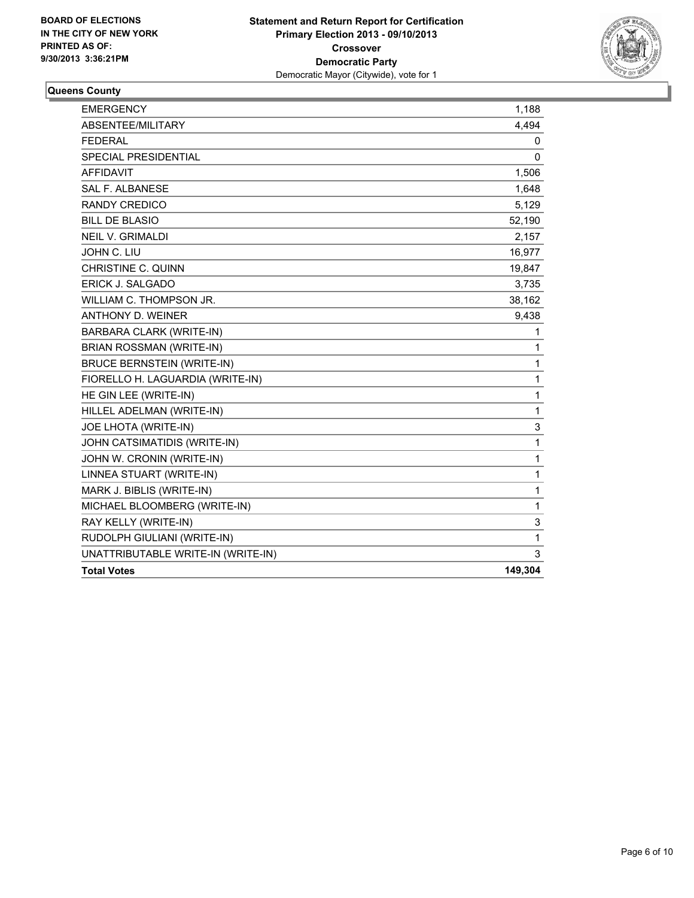**BOARD OF ELECTIONS IN THE CITY OF NEW YORK PRINTED AS OF: 9/30/2013 3:36:21PM**

**Statement and Return Report for Certification**
**Primary Election 2013 - 09/10/2013**
**Crossover**
**Democratic Party**
Democratic Mayor (Citywide), vote for 1

**Queens County**

| | |
|---|---|
| EMERGENCY | 1,188 |
| ABSENTEE/MILITARY | 4,494 |
| FEDERAL | 0 |
| SPECIAL PRESIDENTIAL | 0 |
| AFFIDAVIT | 1,506 |
| SAL F. ALBANESE | 1,648 |
| RANDY CREDICO | 5,129 |
| BILL DE BLASIO | 52,190 |
| NEIL V. GRIMALDI | 2,157 |
| JOHN C. LIU | 16,977 |
| CHRISTINE C. QUINN | 19,847 |
| ERICK J. SALGADO | 3,735 |
| WILLIAM C. THOMPSON JR. | 38,162 |
| ANTHONY D. WEINER | 9,438 |
| BARBARA CLARK (WRITE-IN) | 1 |
| BRIAN ROSSMAN (WRITE-IN) | 1 |
| BRUCE BERNSTEIN (WRITE-IN) | 1 |
| FIORELLO H. LAGUARDIA (WRITE-IN) | 1 |
| HE GIN LEE (WRITE-IN) | 1 |
| HILLEL ADELMAN (WRITE-IN) | 1 |
| JOE LHOTA (WRITE-IN) | 3 |
| JOHN CATSIMATIDIS (WRITE-IN) | 1 |
| JOHN W. CRONIN (WRITE-IN) | 1 |
| LINNEA STUART (WRITE-IN) | 1 |
| MARK J. BIBLIS (WRITE-IN) | 1 |
| MICHAEL BLOOMBERG (WRITE-IN) | 1 |
| RAY KELLY (WRITE-IN) | 3 |
| RUDOLPH GIULIANI (WRITE-IN) | 1 |
| UNATTRIBUTABLE WRITE-IN (WRITE-IN) | 3 |
| **Total Votes** | **149,304** |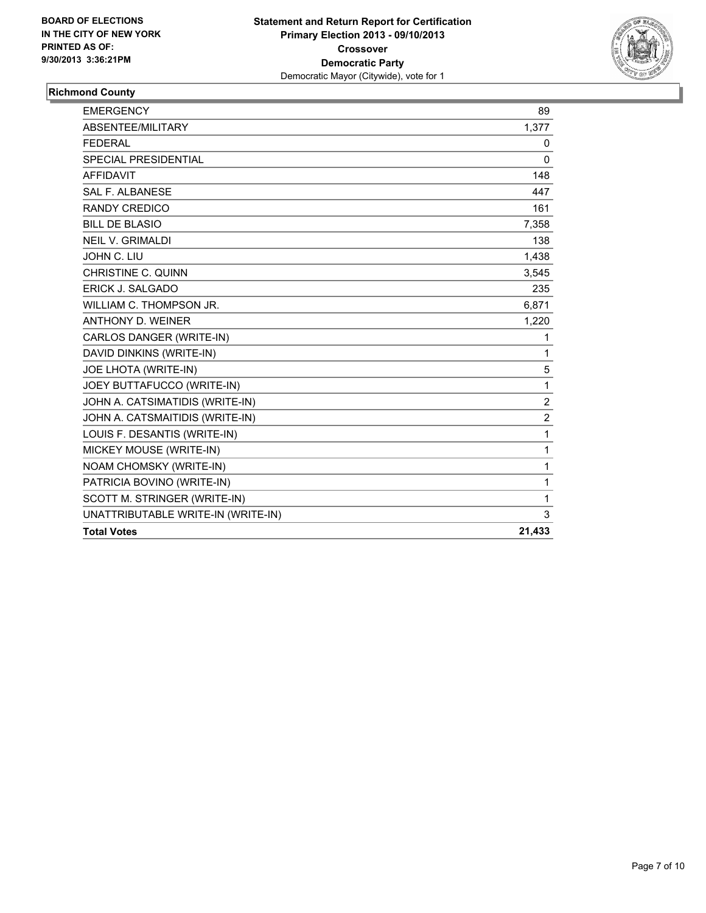**BOARD OF ELECTIONS IN THE CITY OF NEW YORK PRINTED AS OF: 9/30/2013 3:36:21PM**

**Statement and Return Report for Certification**
**Primary Election 2013 - 09/10/2013**
**Crossover**
**Democratic Party**
Democratic Mayor (Citywide), vote for 1

## Richmond County

| | |
|---|---|
| EMERGENCY | 89 |
| ABSENTEE/MILITARY | 1,377 |
| FEDERAL | 0 |
| SPECIAL PRESIDENTIAL | 0 |
| AFFIDAVIT | 148 |
| SAL F. ALBANESE | 447 |
| RANDY CREDICO | 161 |
| BILL DE BLASIO | 7,358 |
| NEIL V. GRIMALDI | 138 |
| JOHN C. LIU | 1,438 |
| CHRISTINE C. QUINN | 3,545 |
| ERICK J. SALGADO | 235 |
| WILLIAM C. THOMPSON JR. | 6,871 |
| ANTHONY D. WEINER | 1,220 |
| CARLOS DANGER (WRITE-IN) | 1 |
| DAVID DINKINS (WRITE-IN) | 1 |
| JOE LHOTA (WRITE-IN) | 5 |
| JOEY BUTTAFUCCO (WRITE-IN) | 1 |
| JOHN A. CATSIMATIDIS (WRITE-IN) | 2 |
| JOHN A. CATSMAITIDIS (WRITE-IN) | 2 |
| LOUIS F. DESANTIS (WRITE-IN) | 1 |
| MICKEY MOUSE (WRITE-IN) | 1 |
| NOAM CHOMSKY (WRITE-IN) | 1 |
| PATRICIA BOVINO (WRITE-IN) | 1 |
| SCOTT M. STRINGER (WRITE-IN) | 1 |
| UNATTRIBUTABLE WRITE-IN (WRITE-IN) | 3 |
| **Total Votes** | **21,433** |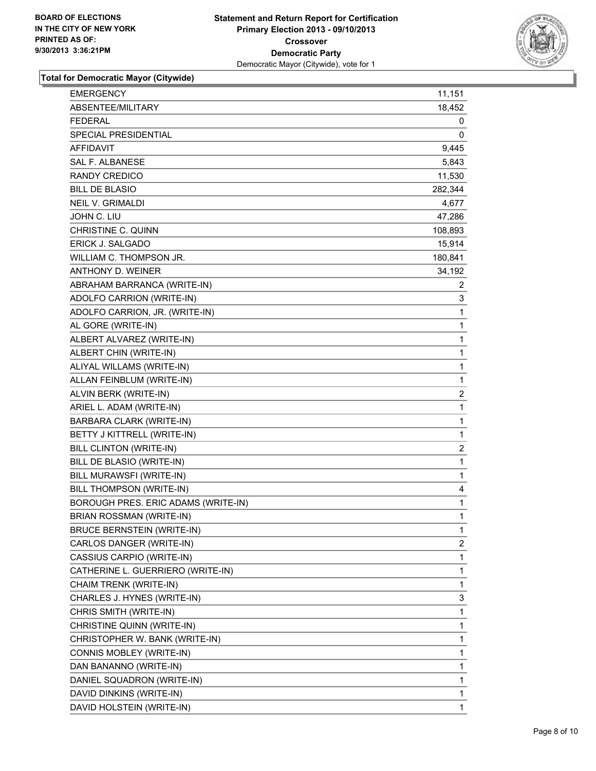**BOARD OF ELECTIONS IN THE CITY OF NEW YORK PRINTED AS OF: 9/30/2013 3:36:21PM**

**Statement and Return Report for Certification Primary Election 2013 - 09/10/2013 Crossover Democratic Party**
Democratic Mayor (Citywide), vote for 1

**Total for Democratic Mayor (Citywide)**

| | |
|---|---|
| EMERGENCY | 11,151 |
| ABSENTEE/MILITARY | 18,452 |
| FEDERAL | 0 |
| SPECIAL PRESIDENTIAL | 0 |
| AFFIDAVIT | 9,445 |
| SAL F. ALBANESE | 5,843 |
| RANDY CREDICO | 11,530 |
| BILL DE BLASIO | 282,344 |
| NEIL V. GRIMALDI | 4,677 |
| JOHN C. LIU | 47,286 |
| CHRISTINE C. QUINN | 108,893 |
| ERICK J. SALGADO | 15,914 |
| WILLIAM C. THOMPSON JR. | 180,841 |
| ANTHONY D. WEINER | 34,192 |
| ABRAHAM BARRANCA (WRITE-IN) | 2 |
| ADOLFO CARRION (WRITE-IN) | 3 |
| ADOLFO CARRION, JR. (WRITE-IN) | 1 |
| AL GORE (WRITE-IN) | 1 |
| ALBERT ALVAREZ (WRITE-IN) | 1 |
| ALBERT CHIN (WRITE-IN) | 1 |
| ALIYAL WILLAMS (WRITE-IN) | 1 |
| ALLAN FEINBLUM (WRITE-IN) | 1 |
| ALVIN BERK (WRITE-IN) | 2 |
| ARIEL L. ADAM (WRITE-IN) | 1 |
| BARBARA CLARK (WRITE-IN) | 1 |
| BETTY J KITTRELL (WRITE-IN) | 1 |
| BILL CLINTON (WRITE-IN) | 2 |
| BILL DE BLASIO (WRITE-IN) | 1 |
| BILL MURAWSFI (WRITE-IN) | 1 |
| BILL THOMPSON (WRITE-IN) | 4 |
| BOROUGH PRES. ERIC ADAMS (WRITE-IN) | 1 |
| BRIAN ROSSMAN (WRITE-IN) | 1 |
| BRUCE BERNSTEIN (WRITE-IN) | 1 |
| CARLOS DANGER (WRITE-IN) | 2 |
| CASSIUS CARPIO (WRITE-IN) | 1 |
| CATHERINE L. GUERRIERO (WRITE-IN) | 1 |
| CHAIM TRENK (WRITE-IN) | 1 |
| CHARLES J. HYNES (WRITE-IN) | 3 |
| CHRIS SMITH (WRITE-IN) | 1 |
| CHRISTINE QUINN (WRITE-IN) | 1 |
| CHRISTOPHER W. BANK (WRITE-IN) | 1 |
| CONNIS MOBLEY (WRITE-IN) | 1 |
| DAN BANANNO (WRITE-IN) | 1 |
| DANIEL SQUADRON (WRITE-IN) | 1 |
| DAVID DINKINS (WRITE-IN) | 1 |
| DAVID HOLSTEIN (WRITE-IN) | 1 |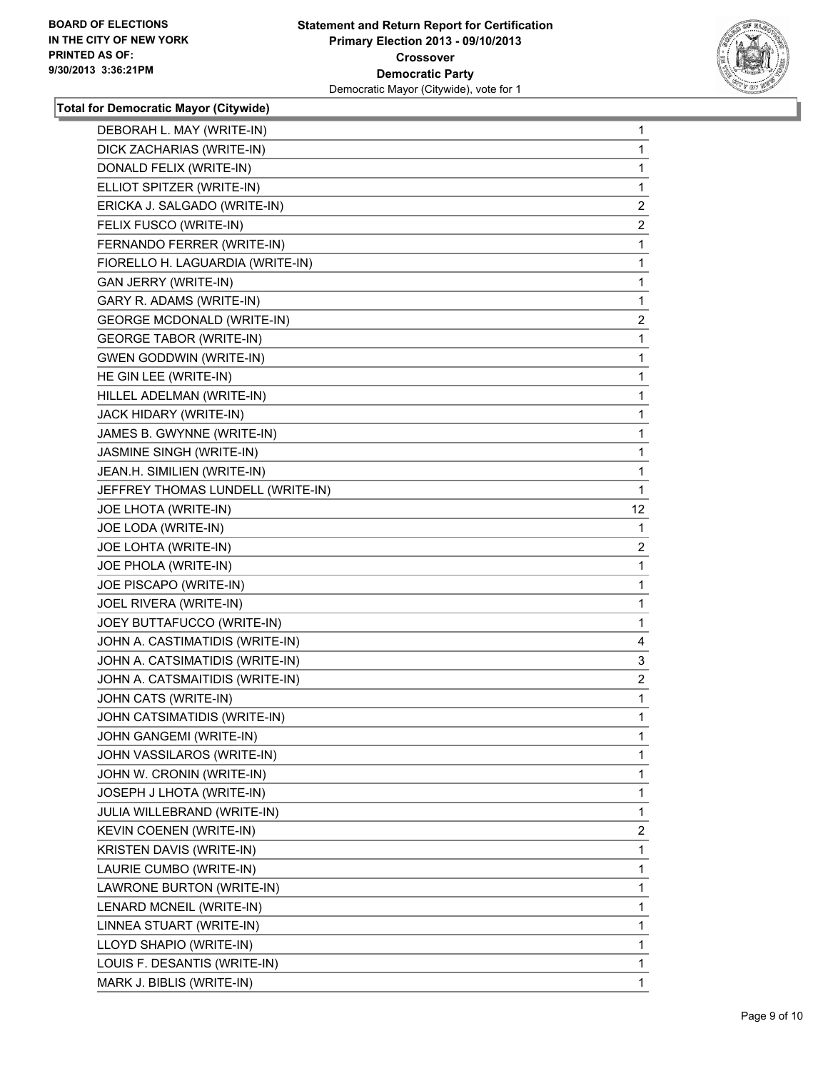BOARD OF ELECTIONS
IN THE CITY OF NEW YORK
PRINTED AS OF:
9/30/2013 3:36:21PM

**Statement and Return Report for Certification**
**Primary Election 2013 - 09/10/2013**
**Crossover**
**Democratic Party**
Democratic Mayor (Citywide), vote for 1

### Total for Democratic Mayor (Citywide)

| | |
|---|---|
| DEBORAH L. MAY (WRITE-IN) | 1 |
| DICK ZACHARIAS (WRITE-IN) | 1 |
| DONALD FELIX (WRITE-IN) | 1 |
| ELLIOT SPITZER (WRITE-IN) | 1 |
| ERICKA J. SALGADO (WRITE-IN) | 2 |
| FELIX FUSCO (WRITE-IN) | 2 |
| FERNANDO FERRER (WRITE-IN) | 1 |
| FIORELLO H. LAGUARDIA (WRITE-IN) | 1 |
| GAN JERRY (WRITE-IN) | 1 |
| GARY R. ADAMS (WRITE-IN) | 1 |
| GEORGE MCDONALD (WRITE-IN) | 2 |
| GEORGE TABOR (WRITE-IN) | 1 |
| GWEN GODDWIN (WRITE-IN) | 1 |
| HE GIN LEE (WRITE-IN) | 1 |
| HILLEL ADELMAN (WRITE-IN) | 1 |
| JACK HIDARY (WRITE-IN) | 1 |
| JAMES B. GWYNNE (WRITE-IN) | 1 |
| JASMINE SINGH (WRITE-IN) | 1 |
| JEAN.H. SIMILIEN (WRITE-IN) | 1 |
| JEFFREY THOMAS LUNDELL (WRITE-IN) | 1 |
| JOE LHOTA (WRITE-IN) | 12 |
| JOE LODA (WRITE-IN) | 1 |
| JOE LOHTA (WRITE-IN) | 2 |
| JOE PHOLA (WRITE-IN) | 1 |
| JOE PISCAPO (WRITE-IN) | 1 |
| JOEL RIVERA (WRITE-IN) | 1 |
| JOEY BUTTAFUCCO (WRITE-IN) | 1 |
| JOHN A. CASTIMATIDIS (WRITE-IN) | 4 |
| JOHN A. CATSIMATIDIS (WRITE-IN) | 3 |
| JOHN A. CATSMAITIDIS (WRITE-IN) | 2 |
| JOHN CATS (WRITE-IN) | 1 |
| JOHN CATSIMATIDIS (WRITE-IN) | 1 |
| JOHN GANGEMI (WRITE-IN) | 1 |
| JOHN VASSILAROS (WRITE-IN) | 1 |
| JOHN W. CRONIN (WRITE-IN) | 1 |
| JOSEPH J LHOTA (WRITE-IN) | 1 |
| JULIA WILLEBRAND (WRITE-IN) | 1 |
| KEVIN COENEN (WRITE-IN) | 2 |
| KRISTEN DAVIS (WRITE-IN) | 1 |
| LAURIE CUMBO (WRITE-IN) | 1 |
| LAWRONE BURTON (WRITE-IN) | 1 |
| LENARD MCNEIL (WRITE-IN) | 1 |
| LINNEA STUART (WRITE-IN) | 1 |
| LLOYD SHAPIO (WRITE-IN) | 1 |
| LOUIS F. DESANTIS (WRITE-IN) | 1 |
| MARK J. BIBLIS (WRITE-IN) | 1 |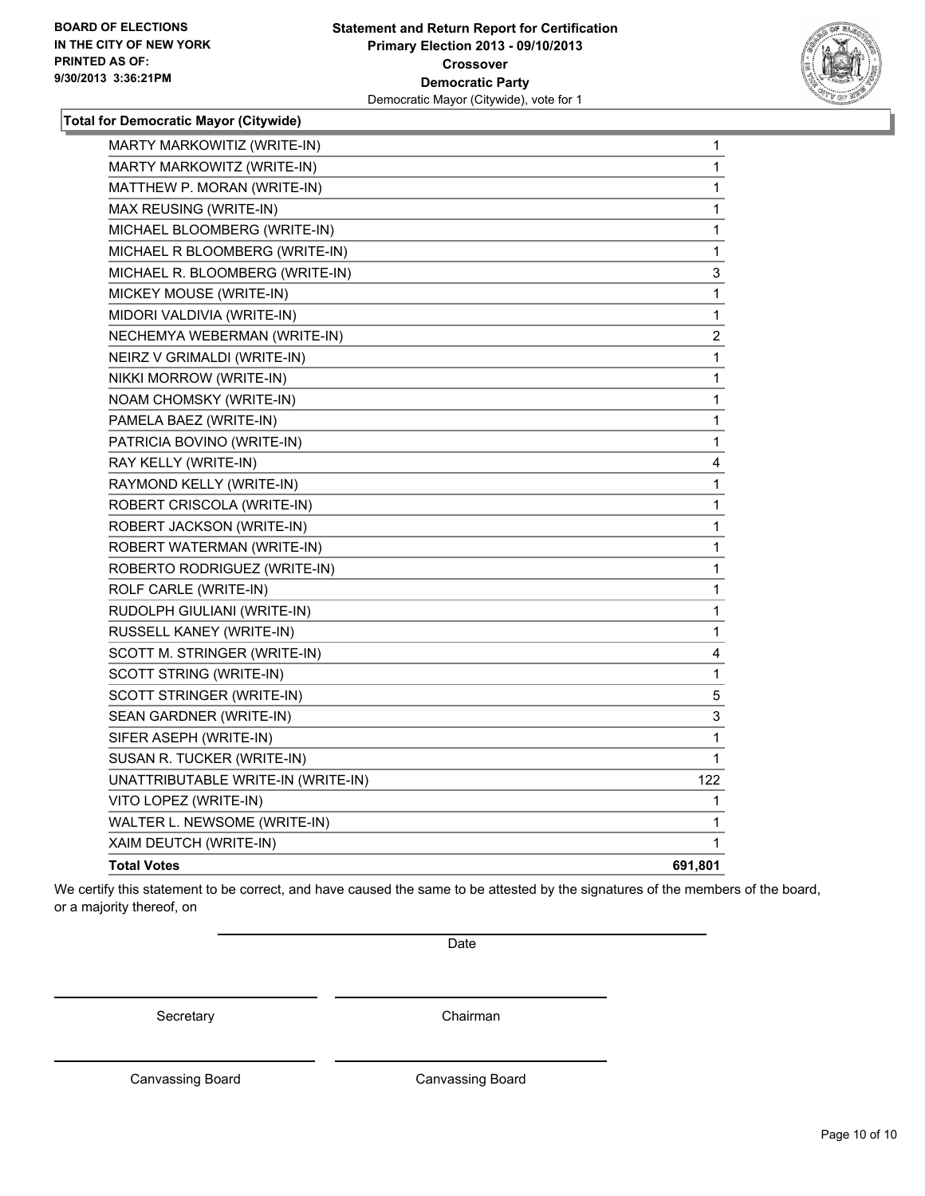**BOARD OF ELECTIONS IN THE CITY OF NEW YORK PRINTED AS OF: 9/30/2013 3:36:21PM**

**Statement and Return Report for Certification**
**Primary Election 2013 - 09/10/2013**
**Crossover**
**Democratic Party**
Democratic Mayor (Citywide), vote for 1

**Total for Democratic Mayor (Citywide)**

| | |
|---|---|
| MARTY MARKOWITIZ (WRITE-IN) | 1 |
| MARTY MARKOWITZ (WRITE-IN) | 1 |
| MATTHEW P. MORAN (WRITE-IN) | 1 |
| MAX REUSING (WRITE-IN) | 1 |
| MICHAEL BLOOMBERG (WRITE-IN) | 1 |
| MICHAEL R BLOOMBERG (WRITE-IN) | 1 |
| MICHAEL R. BLOOMBERG (WRITE-IN) | 3 |
| MICKEY MOUSE (WRITE-IN) | 1 |
| MIDORI VALDIVIA (WRITE-IN) | 1 |
| NECHEMYA WEBERMAN (WRITE-IN) | 2 |
| NEIRZ V GRIMALDI (WRITE-IN) | 1 |
| NIKKI MORROW (WRITE-IN) | 1 |
| NOAM CHOMSKY (WRITE-IN) | 1 |
| PAMELA BAEZ (WRITE-IN) | 1 |
| PATRICIA BOVINO (WRITE-IN) | 1 |
| RAY KELLY (WRITE-IN) | 4 |
| RAYMOND KELLY (WRITE-IN) | 1 |
| ROBERT CRISCOLA (WRITE-IN) | 1 |
| ROBERT JACKSON (WRITE-IN) | 1 |
| ROBERT WATERMAN (WRITE-IN) | 1 |
| ROBERTO RODRIGUEZ (WRITE-IN) | 1 |
| ROLF CARLE (WRITE-IN) | 1 |
| RUDOLPH GIULIANI (WRITE-IN) | 1 |
| RUSSELL KANEY (WRITE-IN) | 1 |
| SCOTT M. STRINGER (WRITE-IN) | 4 |
| SCOTT STRING (WRITE-IN) | 1 |
| SCOTT STRINGER (WRITE-IN) | 5 |
| SEAN GARDNER (WRITE-IN) | 3 |
| SIFER ASEPH (WRITE-IN) | 1 |
| SUSAN R. TUCKER (WRITE-IN) | 1 |
| UNATTRIBUTABLE WRITE-IN (WRITE-IN) | 122 |
| VITO LOPEZ (WRITE-IN) | 1 |
| WALTER L. NEWSOME (WRITE-IN) | 1 |
| XAIM DEUTCH (WRITE-IN) | 1 |
| **Total Votes** | **691,801** |

We certify this statement to be correct, and have caused the same to be attested by the signatures of the members of the board, or a majority thereof, on

Date

Secretary

Chairman

Canvassing Board

Canvassing Board